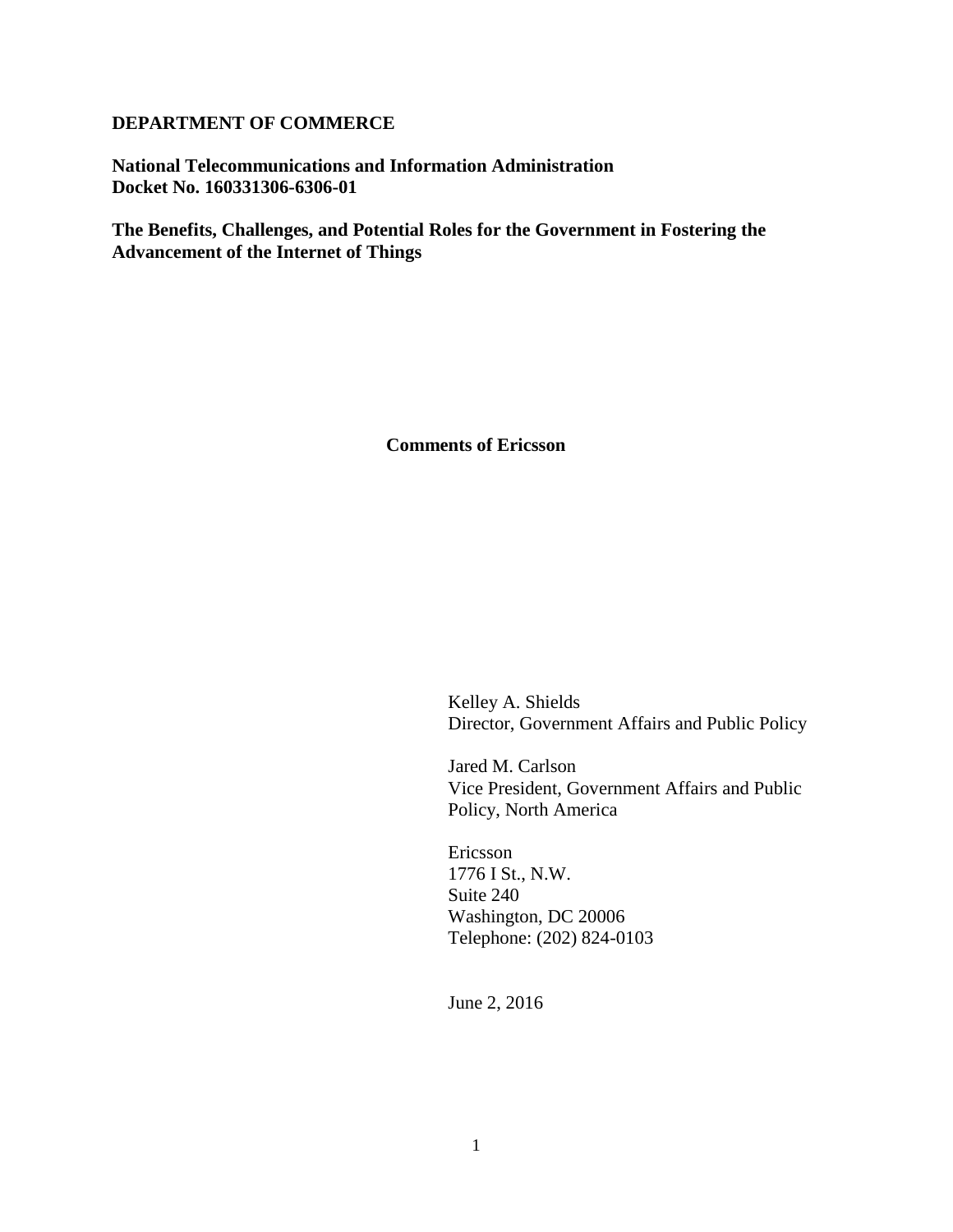**DEPARTMENT OF COMMERCE**

**National Telecommunications and Information Administration**
**Docket No. 160331306-6306-01**

**The Benefits, Challenges, and Potential Roles for the Government in Fostering the Advancement of the Internet of Things**

**Comments of Ericsson**

Kelley A. Shields
Director, Government Affairs and Public Policy

Jared M. Carlson
Vice President, Government Affairs and Public Policy, North America

Ericsson
1776 I St., N.W.
Suite 240
Washington, DC 20006
Telephone: (202) 824-0103

June 2, 2016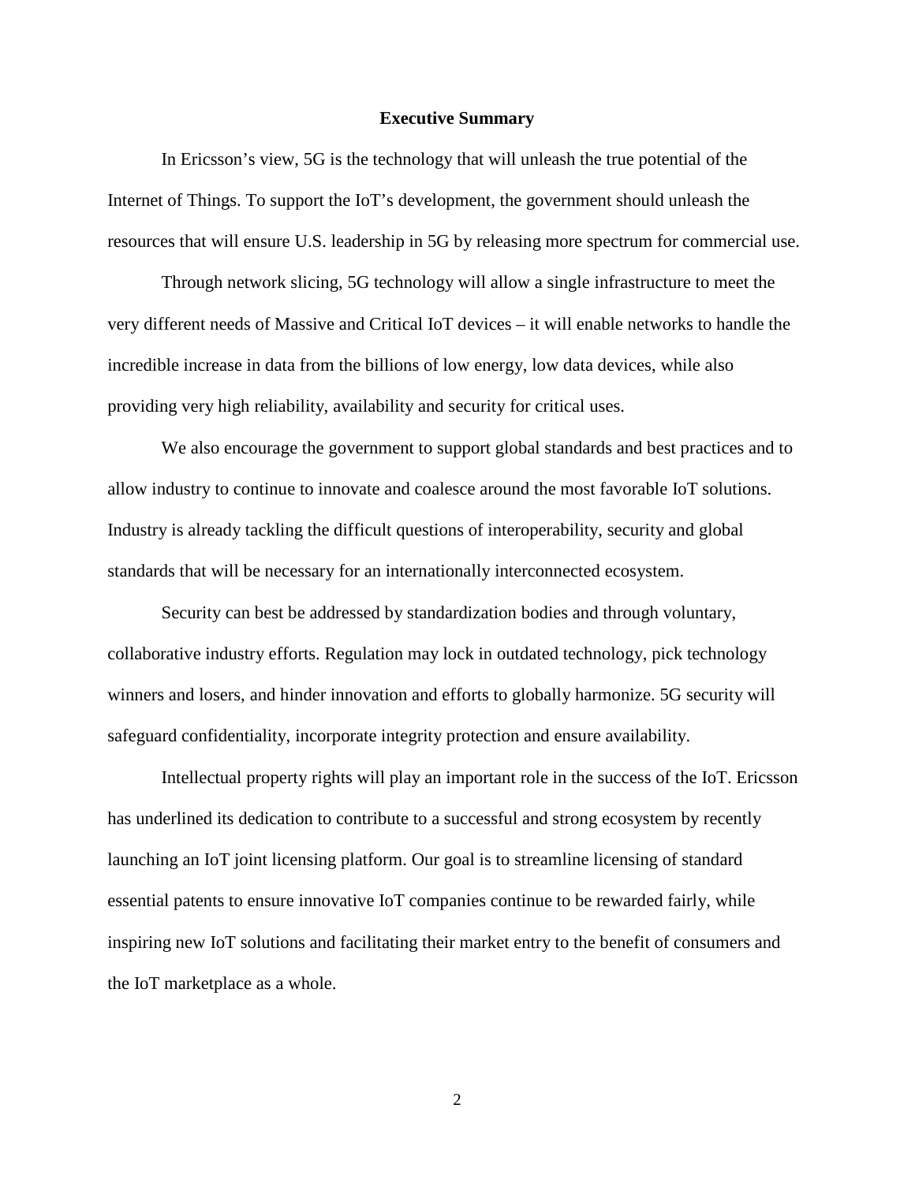## Executive Summary

In Ericsson's view, 5G is the technology that will unleash the true potential of the Internet of Things. To support the IoT's development, the government should unleash the resources that will ensure U.S. leadership in 5G by releasing more spectrum for commercial use.

Through network slicing, 5G technology will allow a single infrastructure to meet the very different needs of Massive and Critical IoT devices – it will enable networks to handle the incredible increase in data from the billions of low energy, low data devices, while also providing very high reliability, availability and security for critical uses.

We also encourage the government to support global standards and best practices and to allow industry to continue to innovate and coalesce around the most favorable IoT solutions. Industry is already tackling the difficult questions of interoperability, security and global standards that will be necessary for an internationally interconnected ecosystem.

Security can best be addressed by standardization bodies and through voluntary, collaborative industry efforts. Regulation may lock in outdated technology, pick technology winners and losers, and hinder innovation and efforts to globally harmonize. 5G security will safeguard confidentiality, incorporate integrity protection and ensure availability.

Intellectual property rights will play an important role in the success of the IoT. Ericsson has underlined its dedication to contribute to a successful and strong ecosystem by recently launching an IoT joint licensing platform. Our goal is to streamline licensing of standard essential patents to ensure innovative IoT companies continue to be rewarded fairly, while inspiring new IoT solutions and facilitating their market entry to the benefit of consumers and the IoT marketplace as a whole.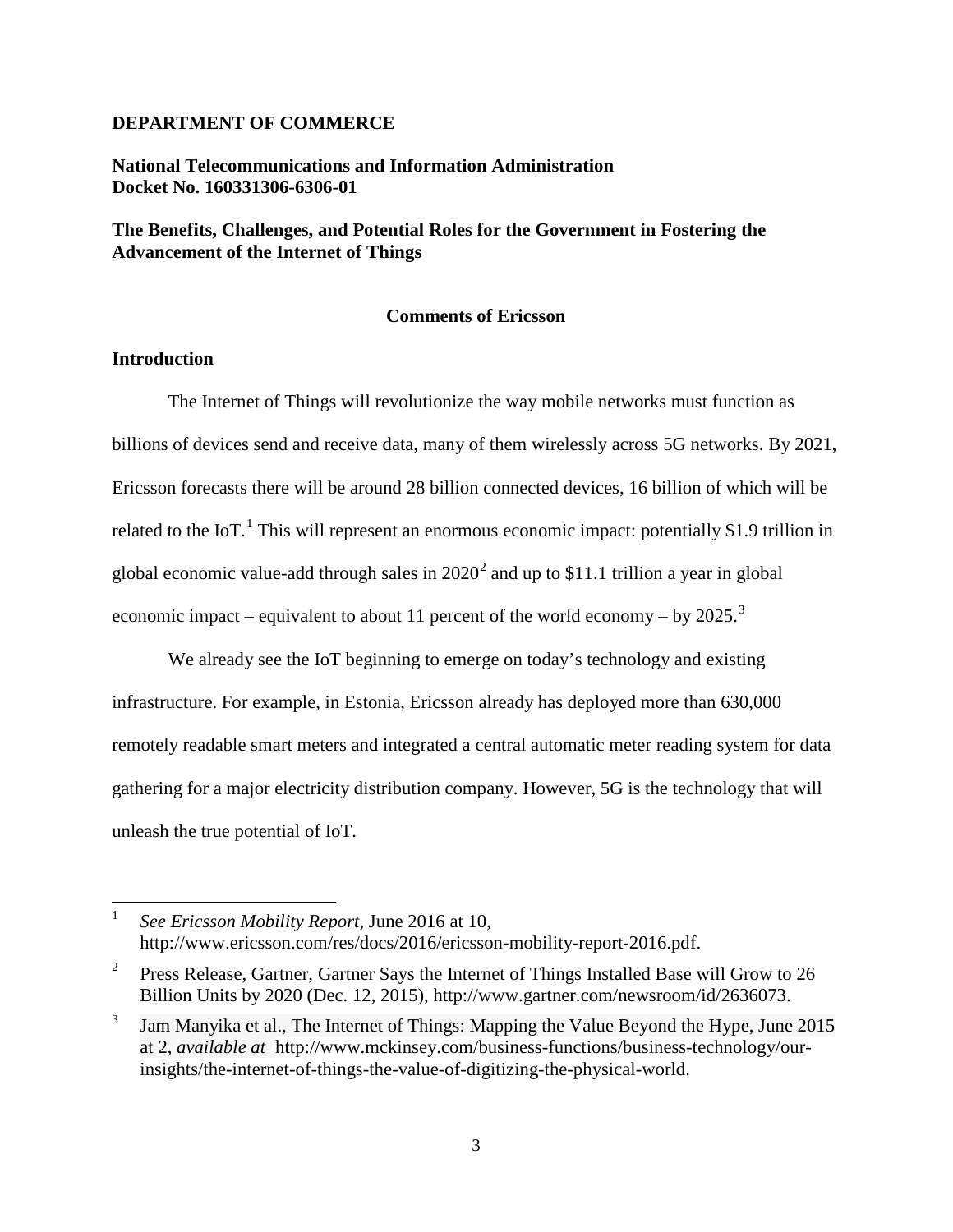**DEPARTMENT OF COMMERCE**

**National Telecommunications and Information Administration**
**Docket No. 160331306-6306-01**

**The Benefits, Challenges, and Potential Roles for the Government in Fostering the Advancement of the Internet of Things**

**Comments of Ericsson**

## Introduction

The Internet of Things will revolutionize the way mobile networks must function as billions of devices send and receive data, many of them wirelessly across 5G networks. By 2021, Ericsson forecasts there will be around 28 billion connected devices, 16 billion of which will be related to the IoT.[1] This will represent an enormous economic impact: potentially $1.9 trillion in global economic value-add through sales in 2020[2] and up to $11.1 trillion a year in global economic impact – equivalent to about 11 percent of the world economy – by 2025.[3]

We already see the IoT beginning to emerge on today's technology and existing infrastructure. For example, in Estonia, Ericsson already has deployed more than 630,000 remotely readable smart meters and integrated a central automatic meter reading system for data gathering for a major electricity distribution company. However, 5G is the technology that will unleash the true potential of IoT.

---

[1] *See Ericsson Mobility Report*, June 2016 at 10, http://www.ericsson.com/res/docs/2016/ericsson-mobility-report-2016.pdf.

[2] Press Release, Gartner, Gartner Says the Internet of Things Installed Base will Grow to 26 Billion Units by 2020 (Dec. 12, 2015), http://www.gartner.com/newsroom/id/2636073.

[3] Jam Manyika et al., The Internet of Things: Mapping the Value Beyond the Hype, June 2015 at 2, *available at* http://www.mckinsey.com/business-functions/business-technology/our-insights/the-internet-of-things-the-value-of-digitizing-the-physical-world.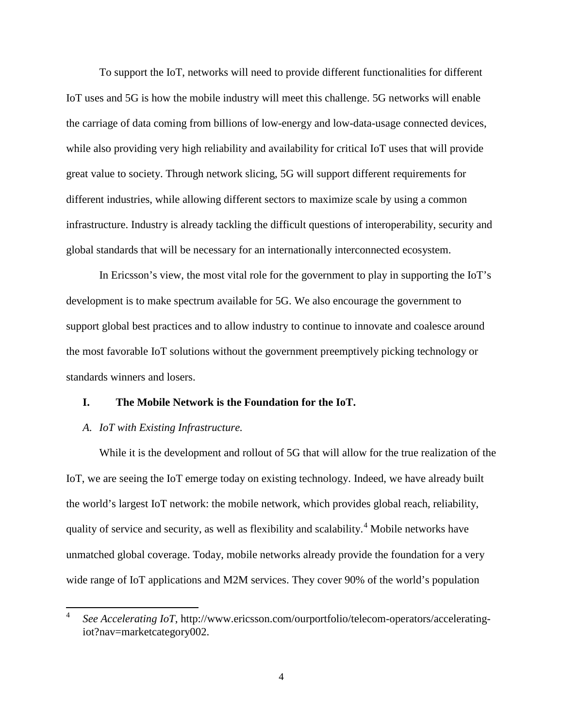To support the IoT, networks will need to provide different functionalities for different IoT uses and 5G is how the mobile industry will meet this challenge. 5G networks will enable the carriage of data coming from billions of low-energy and low-data-usage connected devices, while also providing very high reliability and availability for critical IoT uses that will provide great value to society. Through network slicing, 5G will support different requirements for different industries, while allowing different sectors to maximize scale by using a common infrastructure. Industry is already tackling the difficult questions of interoperability, security and global standards that will be necessary for an internationally interconnected ecosystem.

In Ericsson's view, the most vital role for the government to play in supporting the IoT's development is to make spectrum available for 5G. We also encourage the government to support global best practices and to allow industry to continue to innovate and coalesce around the most favorable IoT solutions without the government preemptively picking technology or standards winners and losers.

## I. The Mobile Network is the Foundation for the IoT.

### *A. IoT with Existing Infrastructure.*

While it is the development and rollout of 5G that will allow for the true realization of the IoT, we are seeing the IoT emerge today on existing technology. Indeed, we have already built the world's largest IoT network: the mobile network, which provides global reach, reliability, quality of service and security, as well as flexibility and scalability.[4] Mobile networks have unmatched global coverage. Today, mobile networks already provide the foundation for a very wide range of IoT applications and M2M services. They cover 90% of the world's population

---

[4] *See Accelerating IoT*, http://www.ericsson.com/ourportfolio/telecom-operators/accelerating-iot?nav=marketcategory002.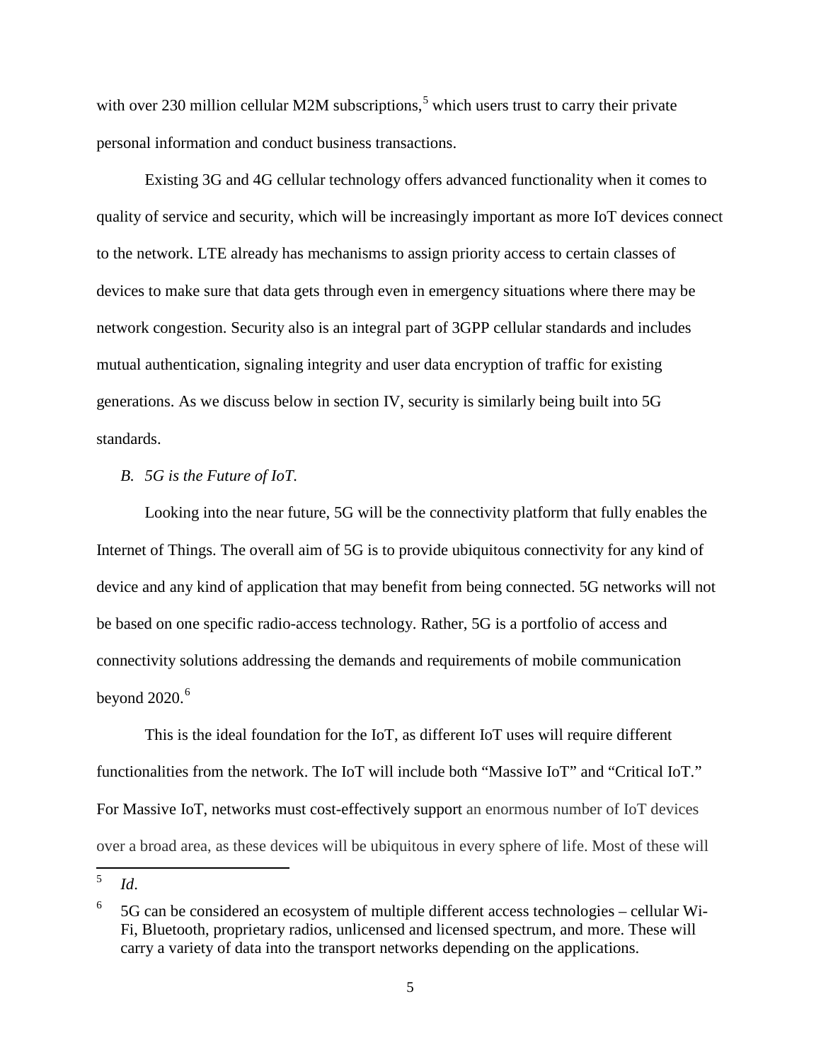with over 230 million cellular M2M subscriptions,[5] which users trust to carry their private personal information and conduct business transactions.

Existing 3G and 4G cellular technology offers advanced functionality when it comes to quality of service and security, which will be increasingly important as more IoT devices connect to the network. LTE already has mechanisms to assign priority access to certain classes of devices to make sure that data gets through even in emergency situations where there may be network congestion. Security also is an integral part of 3GPP cellular standards and includes mutual authentication, signaling integrity and user data encryption of traffic for existing generations. As we discuss below in section IV, security is similarly being built into 5G standards.

*B. 5G is the Future of IoT.*

Looking into the near future, 5G will be the connectivity platform that fully enables the Internet of Things. The overall aim of 5G is to provide ubiquitous connectivity for any kind of device and any kind of application that may benefit from being connected. 5G networks will not be based on one specific radio-access technology. Rather, 5G is a portfolio of access and connectivity solutions addressing the demands and requirements of mobile communication beyond 2020.[6]

This is the ideal foundation for the IoT, as different IoT uses will require different functionalities from the network. The IoT will include both "Massive IoT" and "Critical IoT." For Massive IoT, networks must cost-effectively support an enormous number of IoT devices over a broad area, as these devices will be ubiquitous in every sphere of life. Most of these will

---

[5] *Id*.

[6] 5G can be considered an ecosystem of multiple different access technologies – cellular Wi-Fi, Bluetooth, proprietary radios, unlicensed and licensed spectrum, and more. These will carry a variety of data into the transport networks depending on the applications.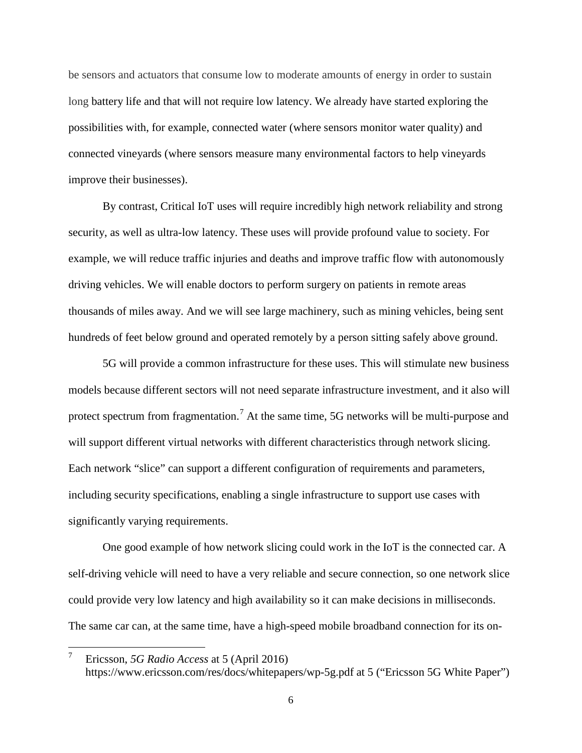be sensors and actuators that consume low to moderate amounts of energy in order to sustain long battery life and that will not require low latency. We already have started exploring the possibilities with, for example, connected water (where sensors monitor water quality) and connected vineyards (where sensors measure many environmental factors to help vineyards improve their businesses).

By contrast, Critical IoT uses will require incredibly high network reliability and strong security, as well as ultra-low latency. These uses will provide profound value to society. For example, we will reduce traffic injuries and deaths and improve traffic flow with autonomously driving vehicles. We will enable doctors to perform surgery on patients in remote areas thousands of miles away. And we will see large machinery, such as mining vehicles, being sent hundreds of feet below ground and operated remotely by a person sitting safely above ground.

5G will provide a common infrastructure for these uses. This will stimulate new business models because different sectors will not need separate infrastructure investment, and it also will protect spectrum from fragmentation.[7] At the same time, 5G networks will be multi-purpose and will support different virtual networks with different characteristics through network slicing. Each network "slice" can support a different configuration of requirements and parameters, including security specifications, enabling a single infrastructure to support use cases with significantly varying requirements.

One good example of how network slicing could work in the IoT is the connected car. A self-driving vehicle will need to have a very reliable and secure connection, so one network slice could provide very low latency and high availability so it can make decisions in milliseconds. The same car can, at the same time, have a high-speed mobile broadband connection for its on-

---

[7] Ericsson, *5G Radio Access* at 5 (April 2016) https://www.ericsson.com/res/docs/whitepapers/wp-5g.pdf at 5 ("Ericsson 5G White Paper")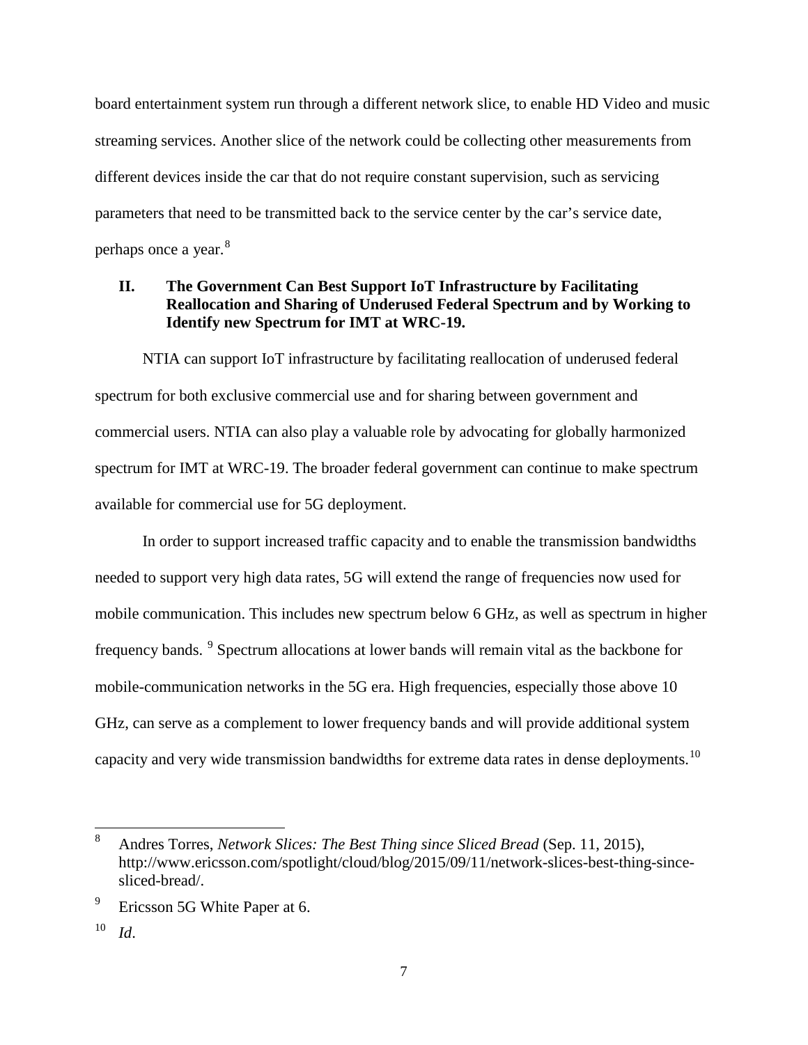board entertainment system run through a different network slice, to enable HD Video and music streaming services. Another slice of the network could be collecting other measurements from different devices inside the car that do not require constant supervision, such as servicing parameters that need to be transmitted back to the service center by the car's service date, perhaps once a year.[8]

## II. The Government Can Best Support IoT Infrastructure by Facilitating Reallocation and Sharing of Underused Federal Spectrum and by Working to Identify new Spectrum for IMT at WRC-19.

NTIA can support IoT infrastructure by facilitating reallocation of underused federal spectrum for both exclusive commercial use and for sharing between government and commercial users. NTIA can also play a valuable role by advocating for globally harmonized spectrum for IMT at WRC-19. The broader federal government can continue to make spectrum available for commercial use for 5G deployment.

In order to support increased traffic capacity and to enable the transmission bandwidths needed to support very high data rates, 5G will extend the range of frequencies now used for mobile communication. This includes new spectrum below 6 GHz, as well as spectrum in higher frequency bands. [9] Spectrum allocations at lower bands will remain vital as the backbone for mobile-communication networks in the 5G era. High frequencies, especially those above 10 GHz, can serve as a complement to lower frequency bands and will provide additional system capacity and very wide transmission bandwidths for extreme data rates in dense deployments.[10]

---

[8] Andres Torres, *Network Slices: The Best Thing since Sliced Bread* (Sep. 11, 2015), http://www.ericsson.com/spotlight/cloud/blog/2015/09/11/network-slices-best-thing-since-sliced-bread/.

[9] Ericsson 5G White Paper at 6.

[10] *Id*.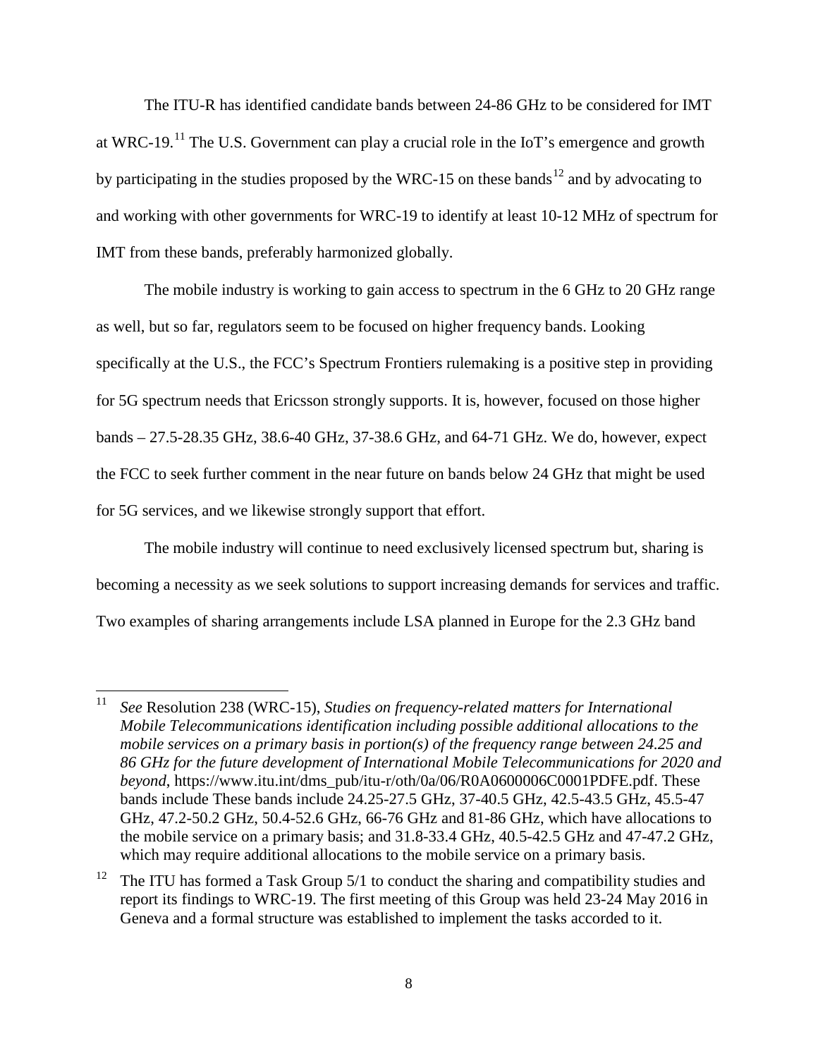The ITU-R has identified candidate bands between 24-86 GHz to be considered for IMT at WRC-19.[11] The U.S. Government can play a crucial role in the IoT's emergence and growth by participating in the studies proposed by the WRC-15 on these bands[12] and by advocating to and working with other governments for WRC-19 to identify at least 10-12 MHz of spectrum for IMT from these bands, preferably harmonized globally.

The mobile industry is working to gain access to spectrum in the 6 GHz to 20 GHz range as well, but so far, regulators seem to be focused on higher frequency bands. Looking specifically at the U.S., the FCC's Spectrum Frontiers rulemaking is a positive step in providing for 5G spectrum needs that Ericsson strongly supports. It is, however, focused on those higher bands – 27.5-28.35 GHz, 38.6-40 GHz, 37-38.6 GHz, and 64-71 GHz. We do, however, expect the FCC to seek further comment in the near future on bands below 24 GHz that might be used for 5G services, and we likewise strongly support that effort.

The mobile industry will continue to need exclusively licensed spectrum but, sharing is becoming a necessity as we seek solutions to support increasing demands for services and traffic. Two examples of sharing arrangements include LSA planned in Europe for the 2.3 GHz band

---

[11] *See* Resolution 238 (WRC-15), *Studies on frequency-related matters for International Mobile Telecommunications identification including possible additional allocations to the mobile services on a primary basis in portion(s) of the frequency range between 24.25 and 86 GHz for the future development of International Mobile Telecommunications for 2020 and beyond*, https://www.itu.int/dms_pub/itu-r/oth/0a/06/R0A0600006C0001PDFE.pdf. These bands include These bands include 24.25-27.5 GHz, 37-40.5 GHz, 42.5-43.5 GHz, 45.5-47 GHz, 47.2-50.2 GHz, 50.4-52.6 GHz, 66-76 GHz and 81-86 GHz, which have allocations to the mobile service on a primary basis; and 31.8-33.4 GHz, 40.5-42.5 GHz and 47-47.2 GHz, which may require additional allocations to the mobile service on a primary basis.

[12] The ITU has formed a Task Group 5/1 to conduct the sharing and compatibility studies and report its findings to WRC-19. The first meeting of this Group was held 23-24 May 2016 in Geneva and a formal structure was established to implement the tasks accorded to it.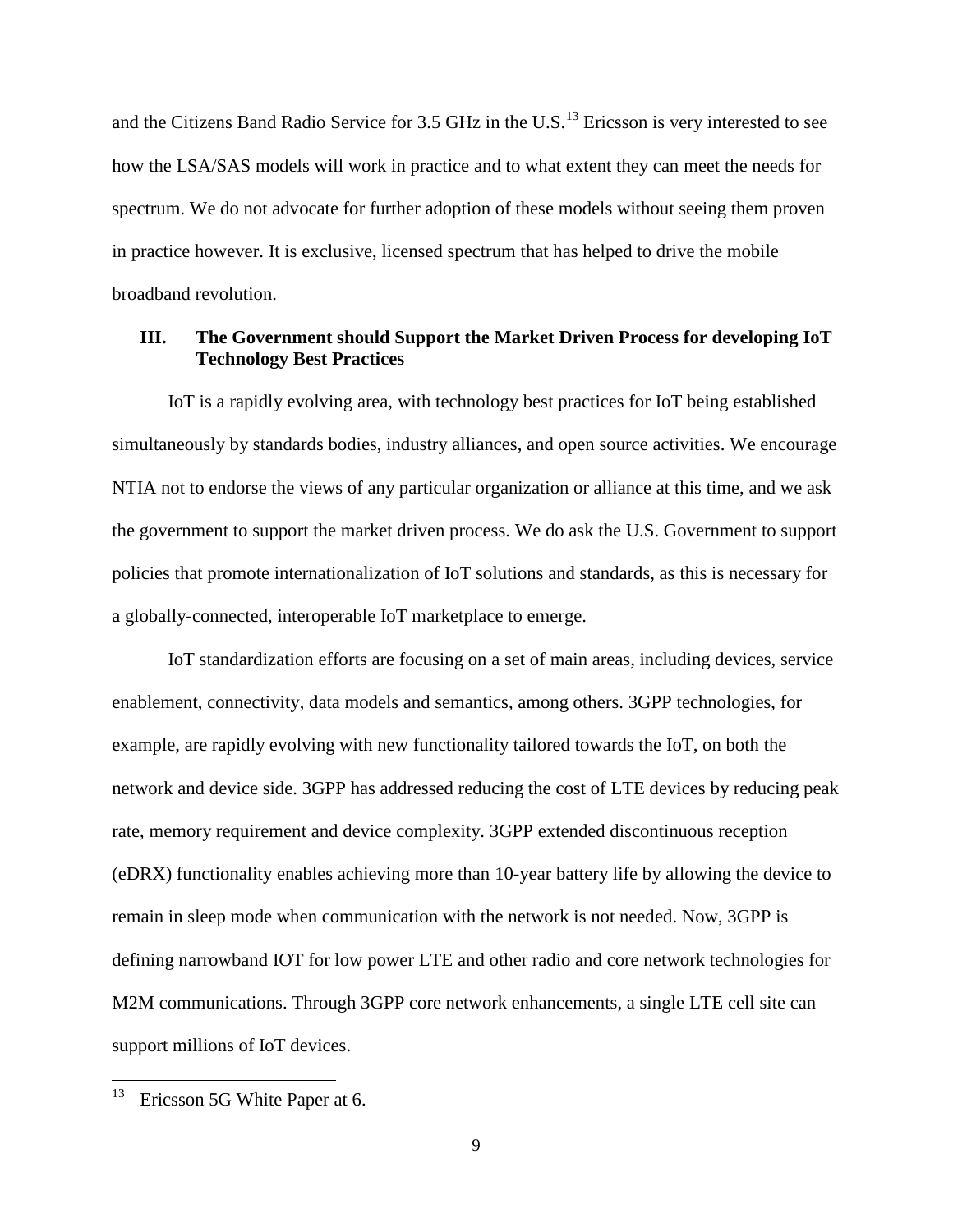and the Citizens Band Radio Service for 3.5 GHz in the U.S.[13] Ericsson is very interested to see how the LSA/SAS models will work in practice and to what extent they can meet the needs for spectrum. We do not advocate for further adoption of these models without seeing them proven in practice however. It is exclusive, licensed spectrum that has helped to drive the mobile broadband revolution.

## III. The Government should Support the Market Driven Process for developing IoT Technology Best Practices

IoT is a rapidly evolving area, with technology best practices for IoT being established simultaneously by standards bodies, industry alliances, and open source activities. We encourage NTIA not to endorse the views of any particular organization or alliance at this time, and we ask the government to support the market driven process. We do ask the U.S. Government to support policies that promote internationalization of IoT solutions and standards, as this is necessary for a globally-connected, interoperable IoT marketplace to emerge.

IoT standardization efforts are focusing on a set of main areas, including devices, service enablement, connectivity, data models and semantics, among others. 3GPP technologies, for example, are rapidly evolving with new functionality tailored towards the IoT, on both the network and device side. 3GPP has addressed reducing the cost of LTE devices by reducing peak rate, memory requirement and device complexity. 3GPP extended discontinuous reception (eDRX) functionality enables achieving more than 10-year battery life by allowing the device to remain in sleep mode when communication with the network is not needed. Now, 3GPP is defining narrowband IOT for low power LTE and other radio and core network technologies for M2M communications. Through 3GPP core network enhancements, a single LTE cell site can support millions of IoT devices.

---

[13] Ericsson 5G White Paper at 6.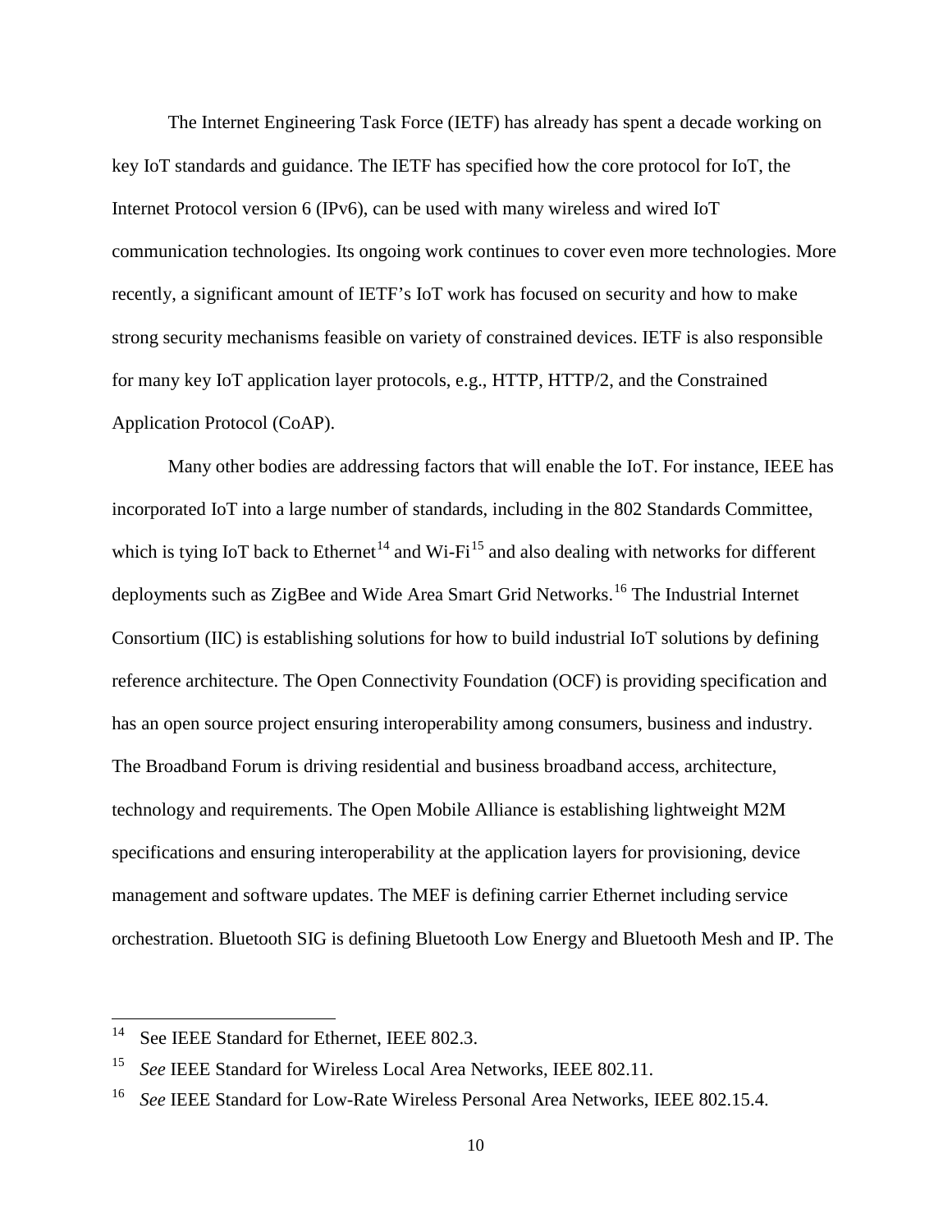The Internet Engineering Task Force (IETF) has already has spent a decade working on key IoT standards and guidance. The IETF has specified how the core protocol for IoT, the Internet Protocol version 6 (IPv6), can be used with many wireless and wired IoT communication technologies. Its ongoing work continues to cover even more technologies. More recently, a significant amount of IETF's IoT work has focused on security and how to make strong security mechanisms feasible on variety of constrained devices. IETF is also responsible for many key IoT application layer protocols, e.g., HTTP, HTTP/2, and the Constrained Application Protocol (CoAP).

Many other bodies are addressing factors that will enable the IoT. For instance, IEEE has incorporated IoT into a large number of standards, including in the 802 Standards Committee, which is tying IoT back to Ethernet[14] and Wi-Fi[15] and also dealing with networks for different deployments such as ZigBee and Wide Area Smart Grid Networks.[16] The Industrial Internet Consortium (IIC) is establishing solutions for how to build industrial IoT solutions by defining reference architecture. The Open Connectivity Foundation (OCF) is providing specification and has an open source project ensuring interoperability among consumers, business and industry. The Broadband Forum is driving residential and business broadband access, architecture, technology and requirements. The Open Mobile Alliance is establishing lightweight M2M specifications and ensuring interoperability at the application layers for provisioning, device management and software updates. The MEF is defining carrier Ethernet including service orchestration. Bluetooth SIG is defining Bluetooth Low Energy and Bluetooth Mesh and IP. The

---

[14] See IEEE Standard for Ethernet, IEEE 802.3.

[15] *See* IEEE Standard for Wireless Local Area Networks, IEEE 802.11.

[16] *See* IEEE Standard for Low-Rate Wireless Personal Area Networks, IEEE 802.15.4.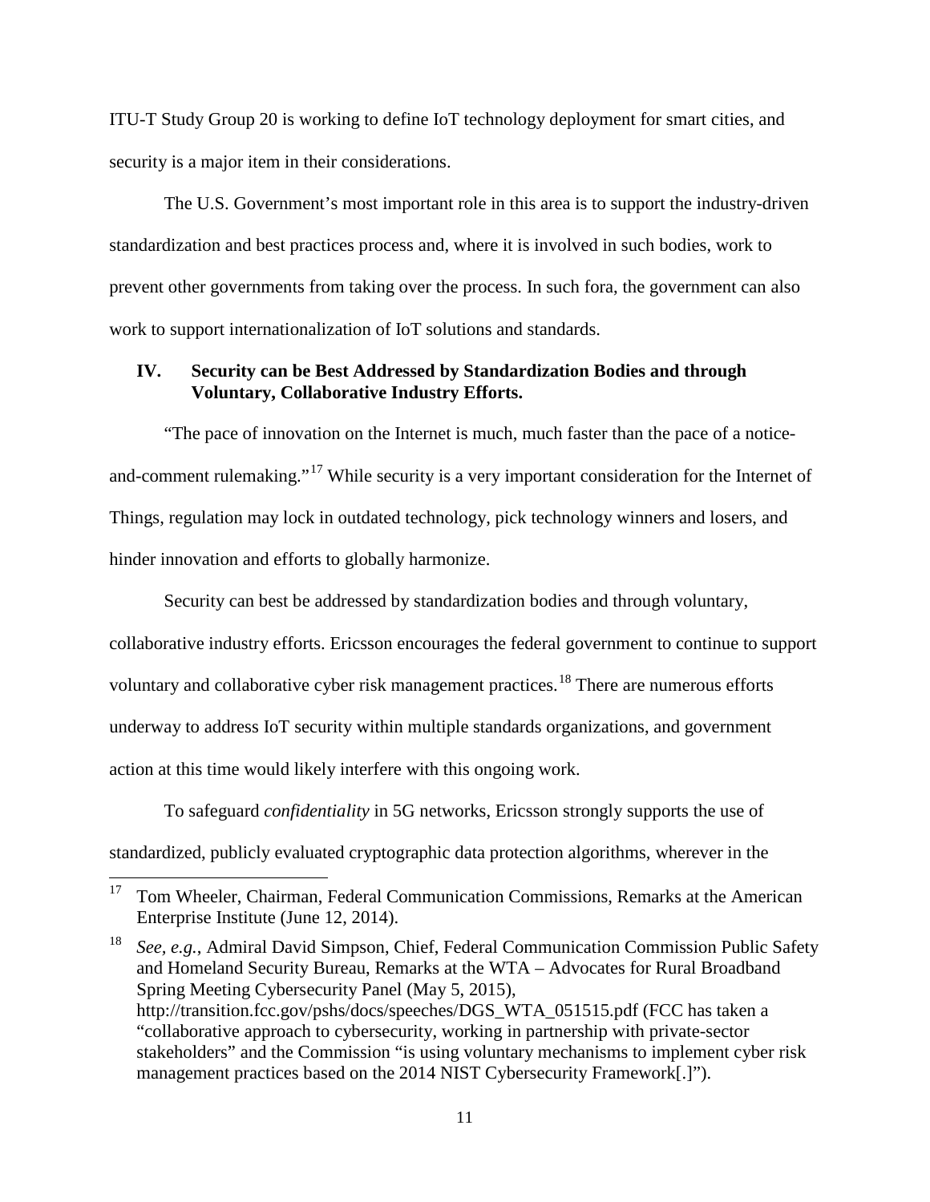ITU-T Study Group 20 is working to define IoT technology deployment for smart cities, and security is a major item in their considerations.

The U.S. Government's most important role in this area is to support the industry-driven standardization and best practices process and, where it is involved in such bodies, work to prevent other governments from taking over the process. In such fora, the government can also work to support internationalization of IoT solutions and standards.

## IV. Security can be Best Addressed by Standardization Bodies and through Voluntary, Collaborative Industry Efforts.

"The pace of innovation on the Internet is much, much faster than the pace of a notice-and-comment rulemaking."[17] While security is a very important consideration for the Internet of Things, regulation may lock in outdated technology, pick technology winners and losers, and hinder innovation and efforts to globally harmonize.

Security can best be addressed by standardization bodies and through voluntary, collaborative industry efforts. Ericsson encourages the federal government to continue to support voluntary and collaborative cyber risk management practices.[18] There are numerous efforts underway to address IoT security within multiple standards organizations, and government action at this time would likely interfere with this ongoing work.

To safeguard *confidentiality* in 5G networks, Ericsson strongly supports the use of standardized, publicly evaluated cryptographic data protection algorithms, wherever in the

---

[17] Tom Wheeler, Chairman, Federal Communication Commissions, Remarks at the American Enterprise Institute (June 12, 2014).

[18] *See, e.g.*, Admiral David Simpson, Chief, Federal Communication Commission Public Safety and Homeland Security Bureau, Remarks at the WTA – Advocates for Rural Broadband Spring Meeting Cybersecurity Panel (May 5, 2015), http://transition.fcc.gov/pshs/docs/speeches/DGS_WTA_051515.pdf (FCC has taken a "collaborative approach to cybersecurity, working in partnership with private-sector stakeholders" and the Commission "is using voluntary mechanisms to implement cyber risk management practices based on the 2014 NIST Cybersecurity Framework[.]").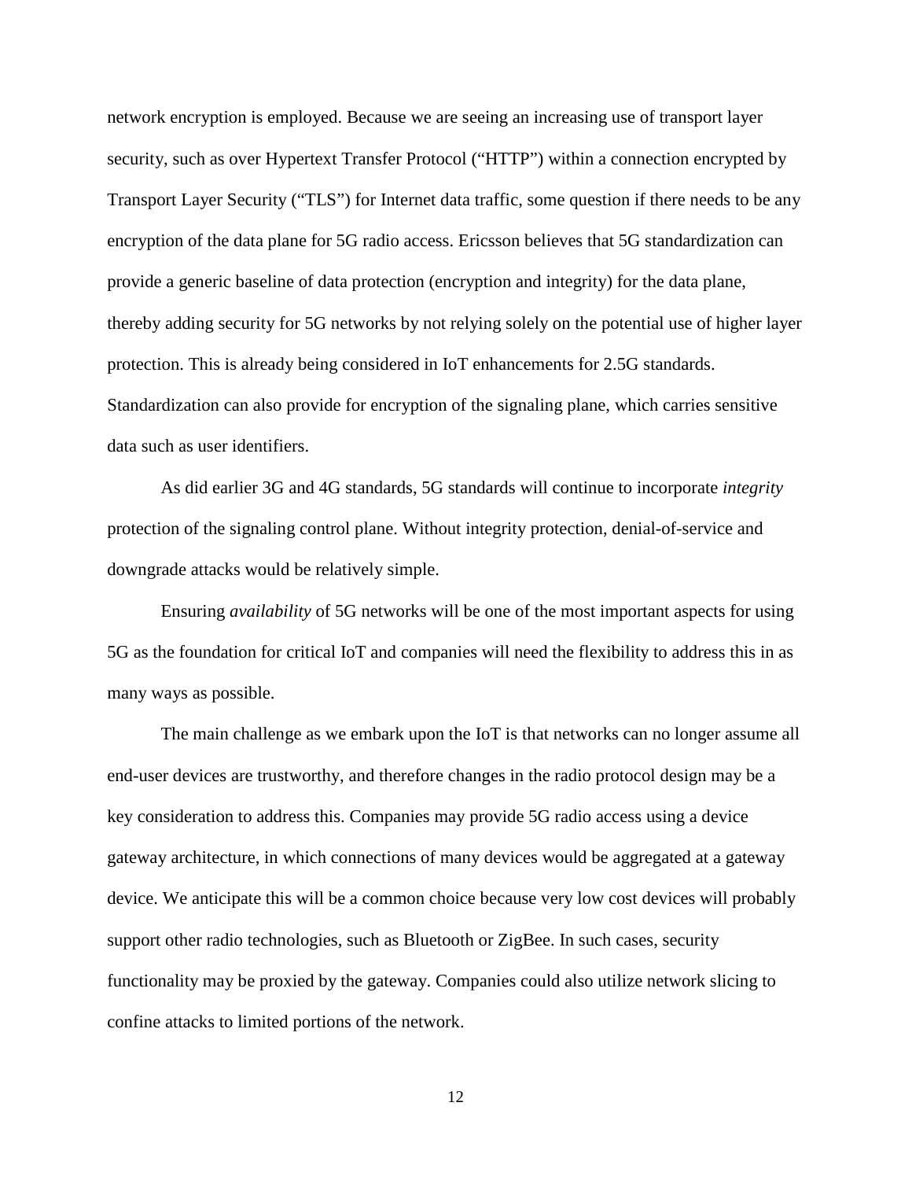network encryption is employed. Because we are seeing an increasing use of transport layer security, such as over Hypertext Transfer Protocol ("HTTP") within a connection encrypted by Transport Layer Security ("TLS") for Internet data traffic, some question if there needs to be any encryption of the data plane for 5G radio access. Ericsson believes that 5G standardization can provide a generic baseline of data protection (encryption and integrity) for the data plane, thereby adding security for 5G networks by not relying solely on the potential use of higher layer protection. This is already being considered in IoT enhancements for 2.5G standards. Standardization can also provide for encryption of the signaling plane, which carries sensitive data such as user identifiers.

As did earlier 3G and 4G standards, 5G standards will continue to incorporate *integrity* protection of the signaling control plane. Without integrity protection, denial-of-service and downgrade attacks would be relatively simple.

Ensuring *availability* of 5G networks will be one of the most important aspects for using 5G as the foundation for critical IoT and companies will need the flexibility to address this in as many ways as possible.

The main challenge as we embark upon the IoT is that networks can no longer assume all end-user devices are trustworthy, and therefore changes in the radio protocol design may be a key consideration to address this. Companies may provide 5G radio access using a device gateway architecture, in which connections of many devices would be aggregated at a gateway device. We anticipate this will be a common choice because very low cost devices will probably support other radio technologies, such as Bluetooth or ZigBee. In such cases, security functionality may be proxied by the gateway. Companies could also utilize network slicing to confine attacks to limited portions of the network.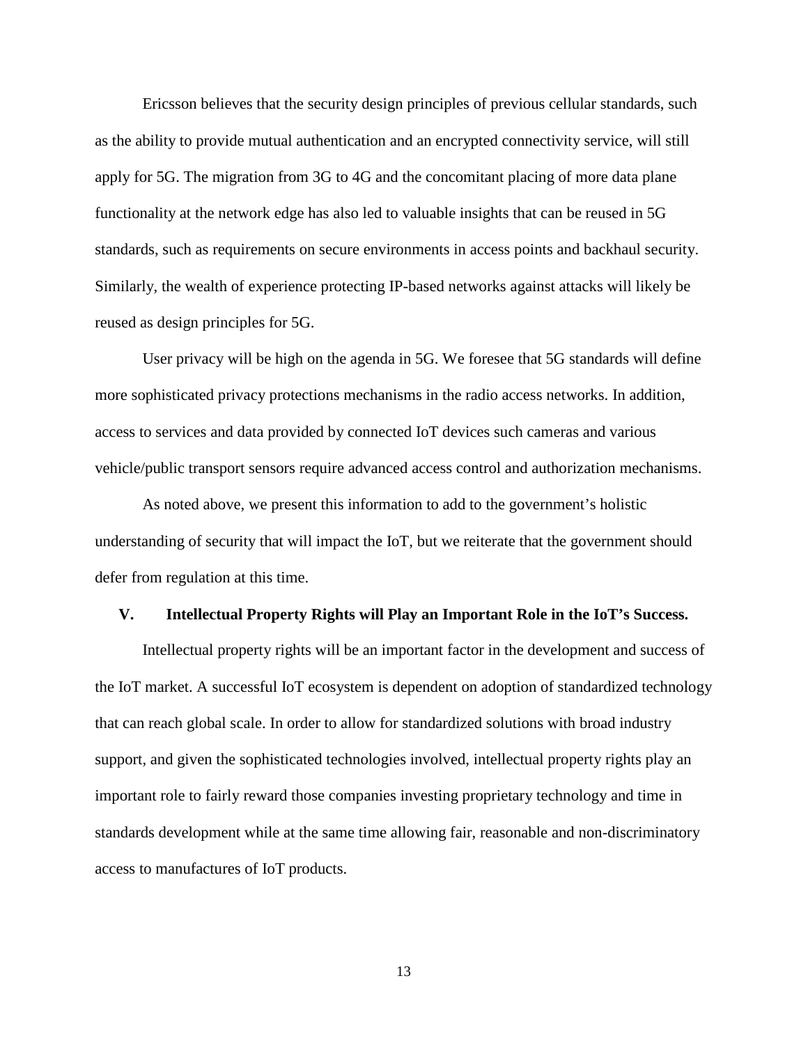Ericsson believes that the security design principles of previous cellular standards, such as the ability to provide mutual authentication and an encrypted connectivity service, will still apply for 5G. The migration from 3G to 4G and the concomitant placing of more data plane functionality at the network edge has also led to valuable insights that can be reused in 5G standards, such as requirements on secure environments in access points and backhaul security. Similarly, the wealth of experience protecting IP-based networks against attacks will likely be reused as design principles for 5G.

User privacy will be high on the agenda in 5G. We foresee that 5G standards will define more sophisticated privacy protections mechanisms in the radio access networks. In addition, access to services and data provided by connected IoT devices such cameras and various vehicle/public transport sensors require advanced access control and authorization mechanisms.

As noted above, we present this information to add to the government's holistic understanding of security that will impact the IoT, but we reiterate that the government should defer from regulation at this time.

## V. Intellectual Property Rights will Play an Important Role in the IoT's Success.

Intellectual property rights will be an important factor in the development and success of the IoT market. A successful IoT ecosystem is dependent on adoption of standardized technology that can reach global scale. In order to allow for standardized solutions with broad industry support, and given the sophisticated technologies involved, intellectual property rights play an important role to fairly reward those companies investing proprietary technology and time in standards development while at the same time allowing fair, reasonable and non-discriminatory access to manufactures of IoT products.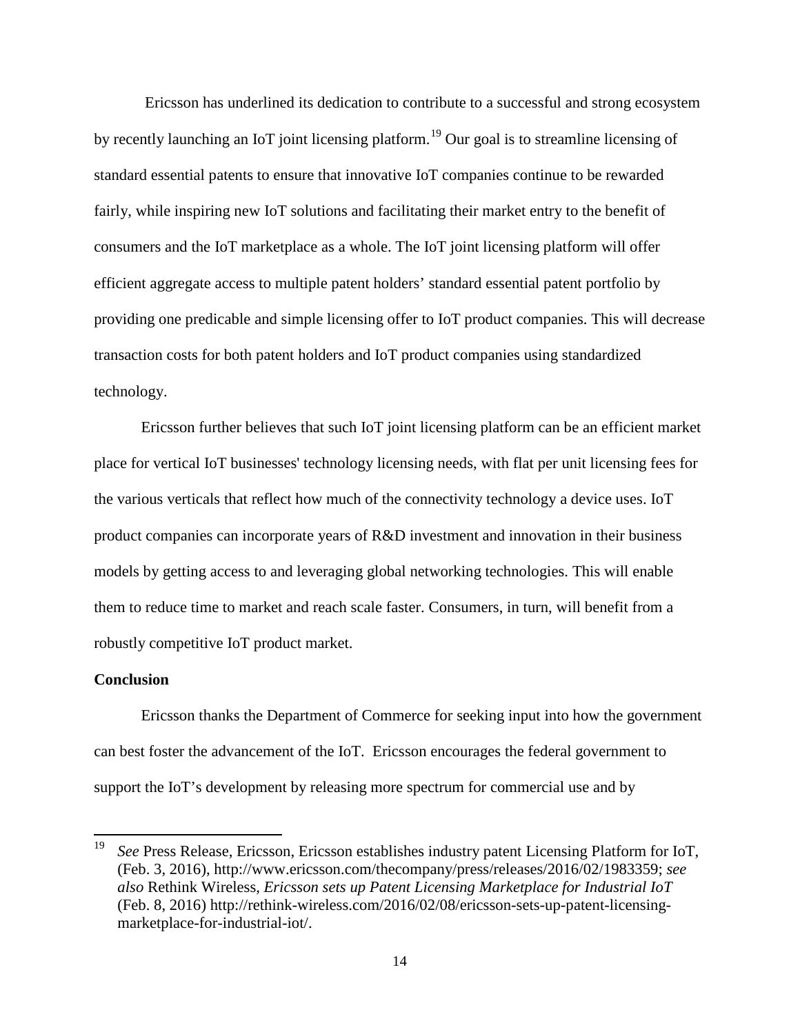Ericsson has underlined its dedication to contribute to a successful and strong ecosystem by recently launching an IoT joint licensing platform.[19] Our goal is to streamline licensing of standard essential patents to ensure that innovative IoT companies continue to be rewarded fairly, while inspiring new IoT solutions and facilitating their market entry to the benefit of consumers and the IoT marketplace as a whole. The IoT joint licensing platform will offer efficient aggregate access to multiple patent holders' standard essential patent portfolio by providing one predicable and simple licensing offer to IoT product companies. This will decrease transaction costs for both patent holders and IoT product companies using standardized technology.

Ericsson further believes that such IoT joint licensing platform can be an efficient market place for vertical IoT businesses' technology licensing needs, with flat per unit licensing fees for the various verticals that reflect how much of the connectivity technology a device uses. IoT product companies can incorporate years of R&D investment and innovation in their business models by getting access to and leveraging global networking technologies. This will enable them to reduce time to market and reach scale faster. Consumers, in turn, will benefit from a robustly competitive IoT product market.

**Conclusion**

Ericsson thanks the Department of Commerce for seeking input into how the government can best foster the advancement of the IoT. Ericsson encourages the federal government to support the IoT's development by releasing more spectrum for commercial use and by

---

[19] *See* Press Release, Ericsson, Ericsson establishes industry patent Licensing Platform for IoT, (Feb. 3, 2016), http://www.ericsson.com/thecompany/press/releases/2016/02/1983359; *see also* Rethink Wireless, *Ericsson sets up Patent Licensing Marketplace for Industrial IoT* (Feb. 8, 2016) http://rethink-wireless.com/2016/02/08/ericsson-sets-up-patent-licensing-marketplace-for-industrial-iot/.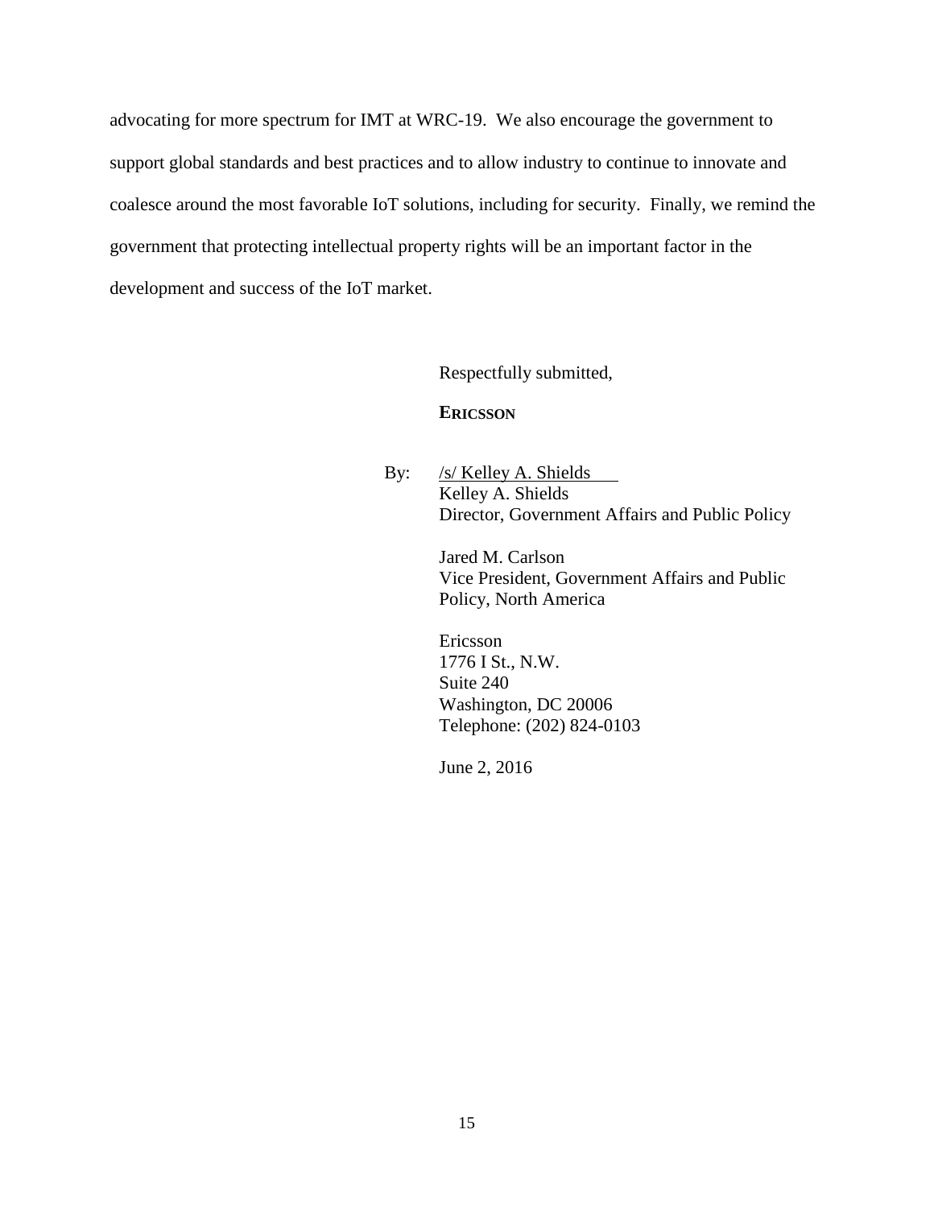advocating for more spectrum for IMT at WRC-19. We also encourage the government to support global standards and best practices and to allow industry to continue to innovate and coalesce around the most favorable IoT solutions, including for security. Finally, we remind the government that protecting intellectual property rights will be an important factor in the development and success of the IoT market.

Respectfully submitted,

**ERICSSON**

By: /s/ Kelley A. Shields
Kelley A. Shields
Director, Government Affairs and Public Policy

Jared M. Carlson
Vice President, Government Affairs and Public Policy, North America

Ericsson
1776 I St., N.W.
Suite 240
Washington, DC 20006
Telephone: (202) 824-0103

June 2, 2016